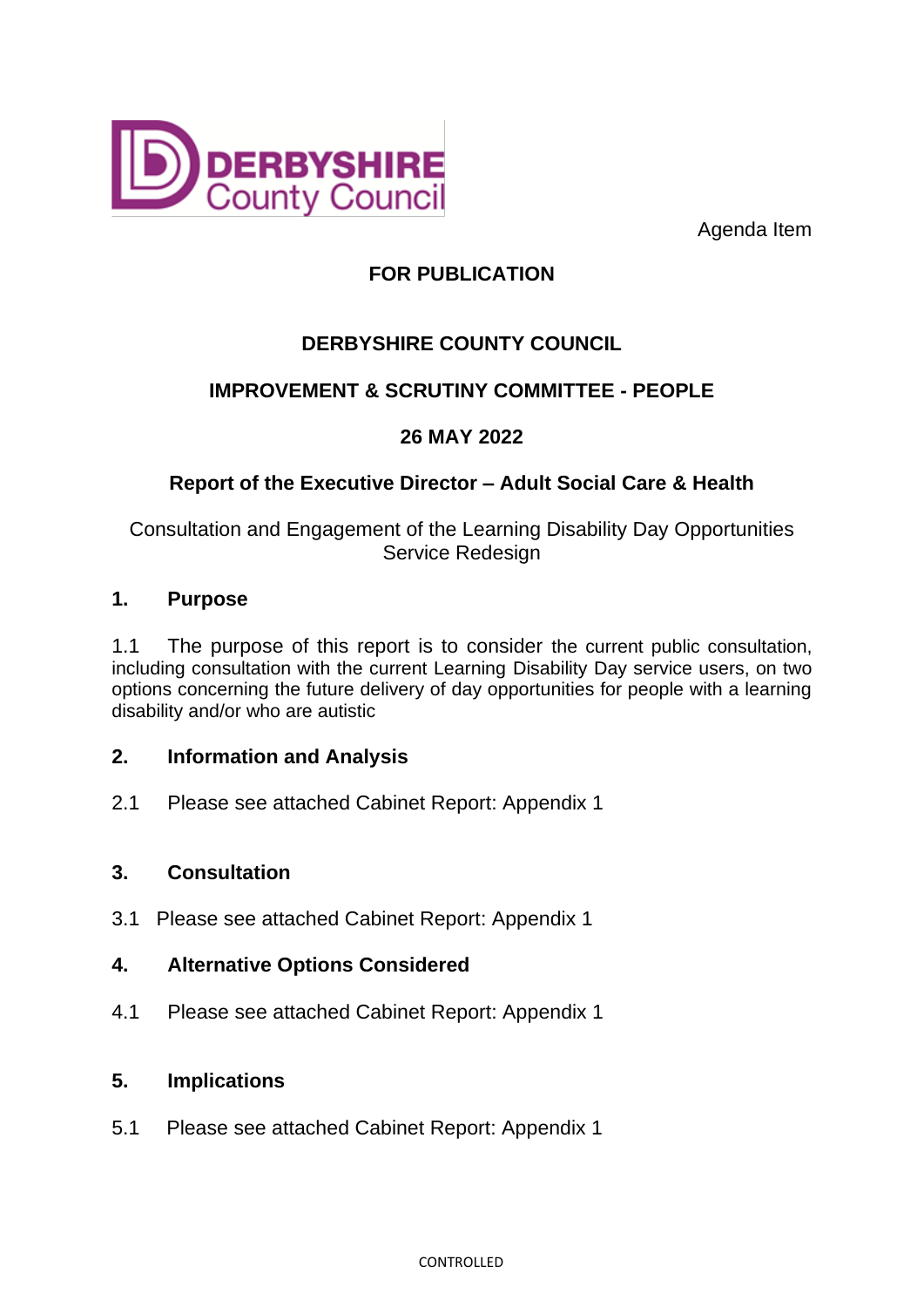Agenda Item

**FOR PUBLICATION**

**DERBYSHIRE COUNTY COUNCIL**

**IMPROVEMENT & SCRUTINY COMMITTEE - PEOPLE**

**26 MAY 2022**

**Report of the Executive Director – Adult Social Care & Health**

Consultation and Engagement of the Learning Disability Day Opportunities Service Redesign

## 1. Purpose

1.1 The purpose of this report is to consider the current public consultation, including consultation with the current Learning Disability Day service users, on two options concerning the future delivery of day opportunities for people with a learning disability and/or who are autistic

## 2. Information and Analysis

2.1 Please see attached Cabinet Report: Appendix 1

## 3. Consultation

3.1 Please see attached Cabinet Report: Appendix 1

## 4. Alternative Options Considered

4.1 Please see attached Cabinet Report: Appendix 1

## 5. Implications

5.1 Please see attached Cabinet Report: Appendix 1

CONTROLLED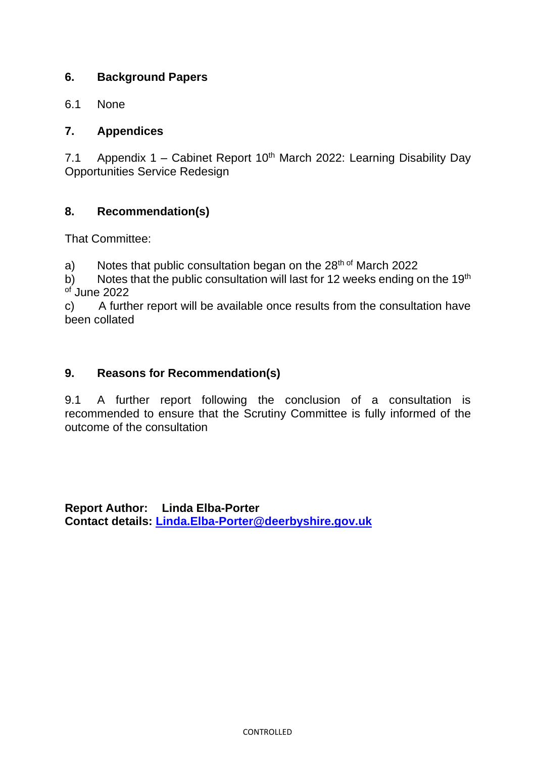## 6. Background Papers

6.1 None

## 7. Appendices

7.1 Appendix 1 – Cabinet Report 10th March 2022: Learning Disability Day Opportunities Service Redesign

## 8. Recommendation(s)

That Committee:

a) Notes that public consultation began on the 28th of March 2022
b) Notes that the public consultation will last for 12 weeks ending on the 19th of June 2022
c) A further report will be available once results from the consultation have been collated

## 9. Reasons for Recommendation(s)

9.1 A further report following the conclusion of a consultation is recommended to ensure that the Scrutiny Committee is fully informed of the outcome of the consultation

**Report Author: Linda Elba-Porter**
**Contact details: Linda.Elba-Porter@deerbyshire.gov.uk**

CONTROLLED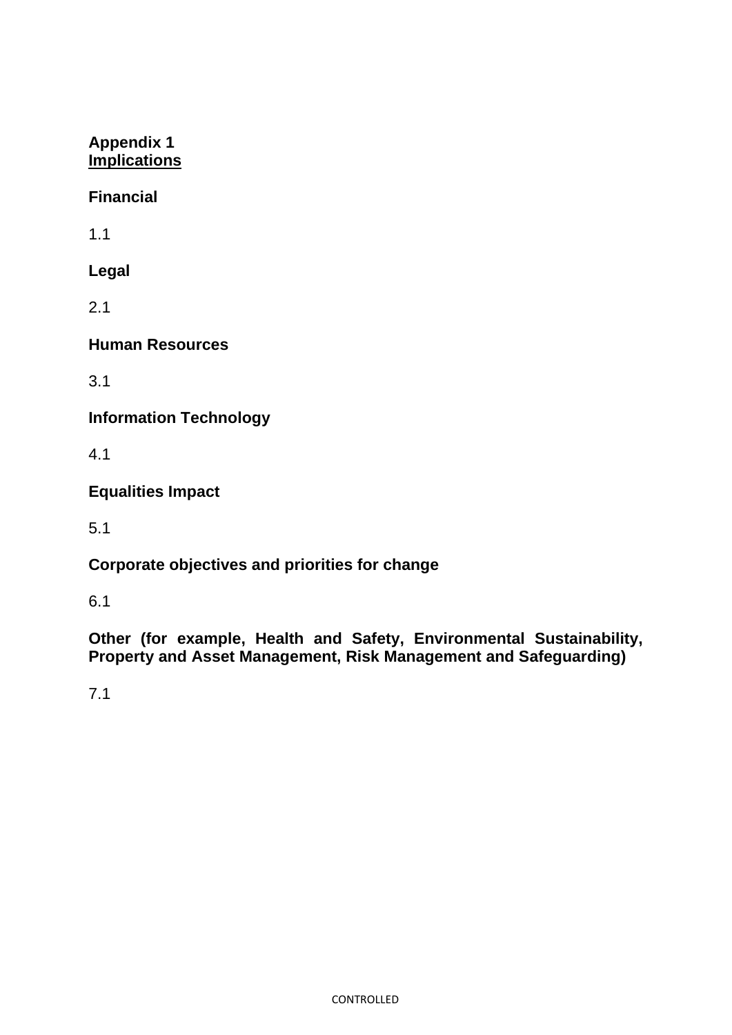**Appendix 1**
**Implications**

**Financial**

1.1

**Legal**

2.1

**Human Resources**

3.1

**Information Technology**

4.1

**Equalities Impact**

5.1

**Corporate objectives and priorities for change**

6.1

**Other (for example, Health and Safety, Environmental Sustainability, Property and Asset Management, Risk Management and Safeguarding)**

7.1